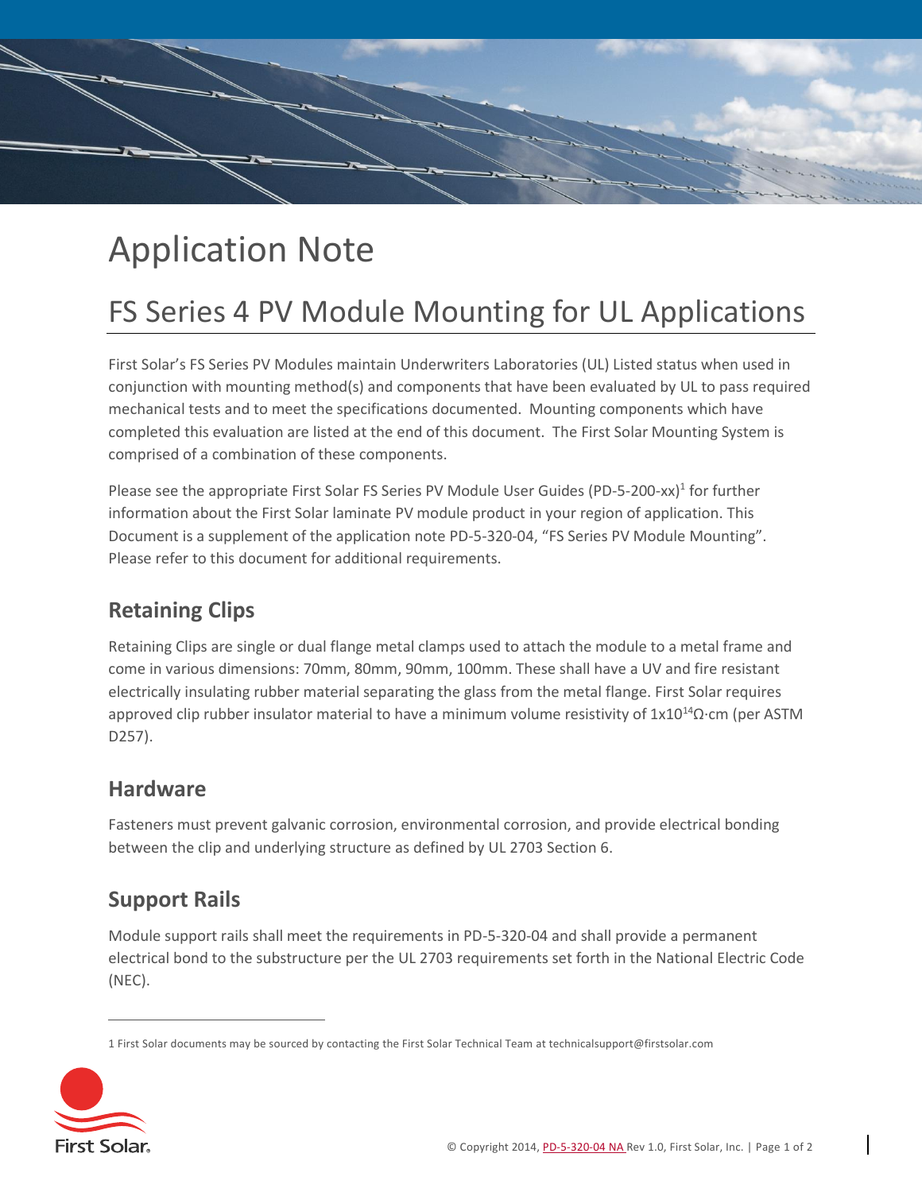# Application Note

## FS Series 4 PV Module Mounting for UL Applications

First Solar's FS Series PV Modules maintain Underwriters Laboratories (UL) Listed status when used in conjunction with mounting method(s) and components that have been evaluated by UL to pass required mechanical tests and to meet the specifications documented. Mounting components which have completed this evaluation are listed at the end of this document. The First Solar Mounting System is comprised of a combination of these components.

Please see the appropriate First Solar FS Series PV Module User Guides (PD-5-200-xx)[1] for further information about the First Solar laminate PV module product in your region of application. This Document is a supplement of the application note PD-5-320-04, "FS Series PV Module Mounting". Please refer to this document for additional requirements.

### Retaining Clips

Retaining Clips are single or dual flange metal clamps used to attach the module to a metal frame and come in various dimensions: 70mm, 80mm, 90mm, 100mm. These shall have a UV and fire resistant electrically insulating rubber material separating the glass from the metal flange. First Solar requires approved clip rubber insulator material to have a minimum volume resistivity of $1x10^{14}\Omega\cdot cm$ (per ASTM D257).

### Hardware

Fasteners must prevent galvanic corrosion, environmental corrosion, and provide electrical bonding between the clip and underlying structure as defined by UL 2703 Section 6.

### Support Rails

Module support rails shall meet the requirements in PD-5-320-04 and shall provide a permanent electrical bond to the substructure per the UL 2703 requirements set forth in the National Electric Code (NEC).

---

1 First Solar documents may be sourced by contacting the First Solar Technical Team at technicalsupport@firstsolar.com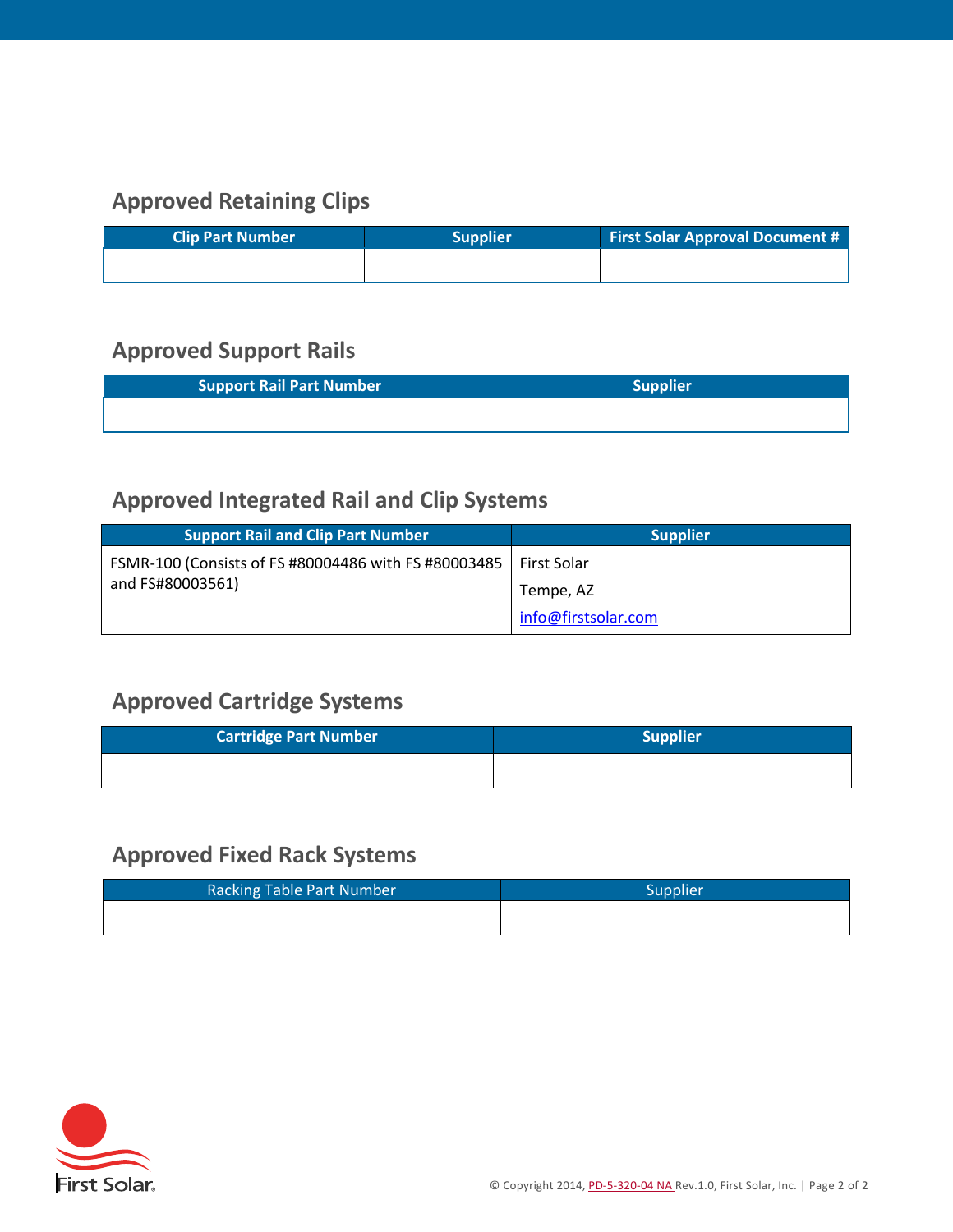## Approved Retaining Clips

| Clip Part Number | Supplier | First Solar Approval Document # |
| --- | --- | --- |
| | | |

## Approved Support Rails

| Support Rail Part Number | Supplier |
| --- | --- |
| | |

## Approved Integrated Rail and Clip Systems

| Support Rail and Clip Part Number | Supplier |
| --- | --- |
| FSMR-100 (Consists of FS #80004486 with FS #80003485 and FS#80003561) | First Solar<br>Tempe, AZ<br>info@firstsolar.com |

## Approved Cartridge Systems

| Cartridge Part Number | Supplier |
| --- | --- |
| | |

## Approved Fixed Rack Systems

| Racking Table Part Number | Supplier |
| --- | --- |
| | |